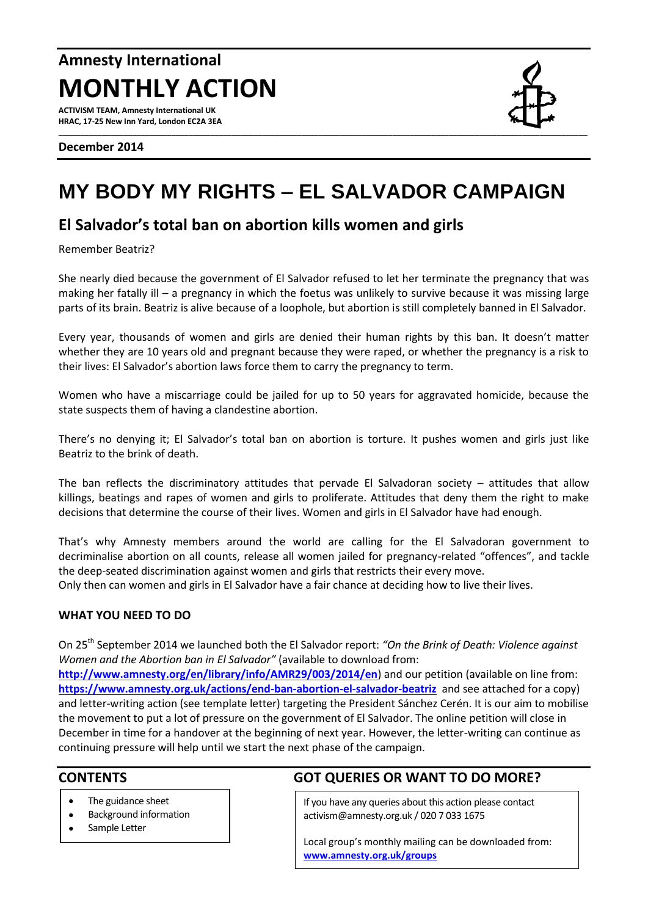# Amnesty International
# MONTHLY ACTION

**ACTIVISM TEAM, Amnesty International UK**
**HRAC, 17-25 New Inn Yard, London EC2A 3EA**

**December 2014**

# MY BODY MY RIGHTS – EL SALVADOR CAMPAIGN

## El Salvador's total ban on abortion kills women and girls

Remember Beatriz?

She nearly died because the government of El Salvador refused to let her terminate the pregnancy that was making her fatally ill – a pregnancy in which the foetus was unlikely to survive because it was missing large parts of its brain. Beatriz is alive because of a loophole, but abortion is still completely banned in El Salvador.

Every year, thousands of women and girls are denied their human rights by this ban. It doesn't matter whether they are 10 years old and pregnant because they were raped, or whether the pregnancy is a risk to their lives: El Salvador's abortion laws force them to carry the pregnancy to term.

Women who have a miscarriage could be jailed for up to 50 years for aggravated homicide, because the state suspects them of having a clandestine abortion.

There's no denying it; El Salvador's total ban on abortion is torture. It pushes women and girls just like Beatriz to the brink of death.

The ban reflects the discriminatory attitudes that pervade El Salvadoran society – attitudes that allow killings, beatings and rapes of women and girls to proliferate. Attitudes that deny them the right to make decisions that determine the course of their lives. Women and girls in El Salvador have had enough.

That's why Amnesty members around the world are calling for the El Salvadoran government to decriminalise abortion on all counts, release all women jailed for pregnancy-related "offences", and tackle the deep-seated discrimination against women and girls that restricts their every move.
Only then can women and girls in El Salvador have a fair chance at deciding how to live their lives.

### WHAT YOU NEED TO DO

On 25th September 2014 we launched both the El Salvador report: *"On the Brink of Death: Violence against Women and the Abortion ban in El Salvador"* (available to download from: **http://www.amnesty.org/en/library/info/AMR29/003/2014/en**) and our petition (available on line from: **https://www.amnesty.org.uk/actions/end-ban-abortion-el-salvador-beatriz** and see attached for a copy) and letter-writing action (see template letter) targeting the President Sánchez Cerén. It is our aim to mobilise the movement to put a lot of pressure on the government of El Salvador. The online petition will close in December in time for a handover at the beginning of next year. However, the letter-writing can continue as continuing pressure will help until we start the next phase of the campaign.

## CONTENTS

- The guidance sheet
- Background information
- Sample Letter

## GOT QUERIES OR WANT TO DO MORE?

If you have any queries about this action please contact activism@amnesty.org.uk / 020 7 033 1675

Local group's monthly mailing can be downloaded from: **www.amnesty.org.uk/groups**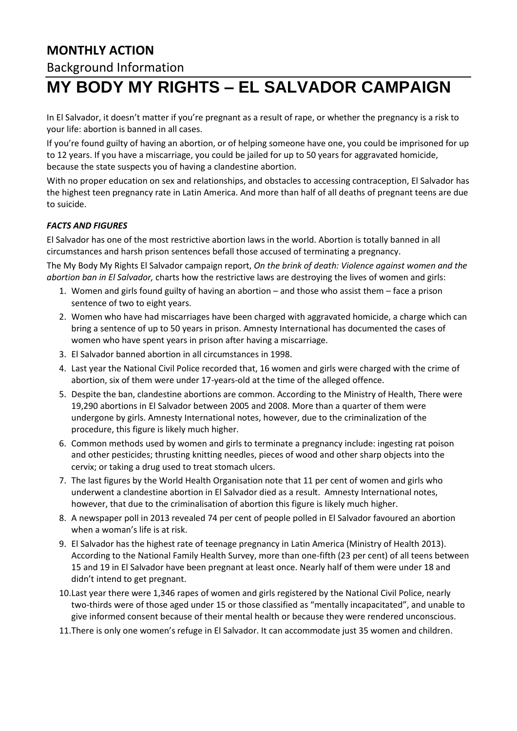**MONTHLY ACTION**

Background Information

# MY BODY MY RIGHTS – EL SALVADOR CAMPAIGN

In El Salvador, it doesn't matter if you're pregnant as a result of rape, or whether the pregnancy is a risk to your life: abortion is banned in all cases.

If you're found guilty of having an abortion, or of helping someone have one, you could be imprisoned for up to 12 years. If you have a miscarriage, you could be jailed for up to 50 years for aggravated homicide, because the state suspects you of having a clandestine abortion.

With no proper education on sex and relationships, and obstacles to accessing contraception, El Salvador has the highest teen pregnancy rate in Latin America. And more than half of all deaths of pregnant teens are due to suicide.

***FACTS AND FIGURES***

El Salvador has one of the most restrictive abortion laws in the world. Abortion is totally banned in all circumstances and harsh prison sentences befall those accused of terminating a pregnancy.

The My Body My Rights El Salvador campaign report, *On the brink of death: Violence against women and the abortion ban in El Salvador,* charts how the restrictive laws are destroying the lives of women and girls:

1. Women and girls found guilty of having an abortion – and those who assist them – face a prison sentence of two to eight years.
2. Women who have had miscarriages have been charged with aggravated homicide, a charge which can bring a sentence of up to 50 years in prison. Amnesty International has documented the cases of women who have spent years in prison after having a miscarriage.
3. El Salvador banned abortion in all circumstances in 1998.
4. Last year the National Civil Police recorded that, 16 women and girls were charged with the crime of abortion, six of them were under 17-years-old at the time of the alleged offence.
5. Despite the ban, clandestine abortions are common. According to the Ministry of Health, There were 19,290 abortions in El Salvador between 2005 and 2008. More than a quarter of them were undergone by girls. Amnesty International notes, however, due to the criminalization of the procedure, this figure is likely much higher.
6. Common methods used by women and girls to terminate a pregnancy include: ingesting rat poison and other pesticides; thrusting knitting needles, pieces of wood and other sharp objects into the cervix; or taking a drug used to treat stomach ulcers.
7. The last figures by the World Health Organisation note that 11 per cent of women and girls who underwent a clandestine abortion in El Salvador died as a result. Amnesty International notes, however, that due to the criminalisation of abortion this figure is likely much higher.
8. A newspaper poll in 2013 revealed 74 per cent of people polled in El Salvador favoured an abortion when a woman's life is at risk.
9. El Salvador has the highest rate of teenage pregnancy in Latin America (Ministry of Health 2013). According to the National Family Health Survey, more than one-fifth (23 per cent) of all teens between 15 and 19 in El Salvador have been pregnant at least once. Nearly half of them were under 18 and didn't intend to get pregnant.
10. Last year there were 1,346 rapes of women and girls registered by the National Civil Police, nearly two-thirds were of those aged under 15 or those classified as "mentally incapacitated", and unable to give informed consent because of their mental health or because they were rendered unconscious.
11. There is only one women's refuge in El Salvador. It can accommodate just 35 women and children.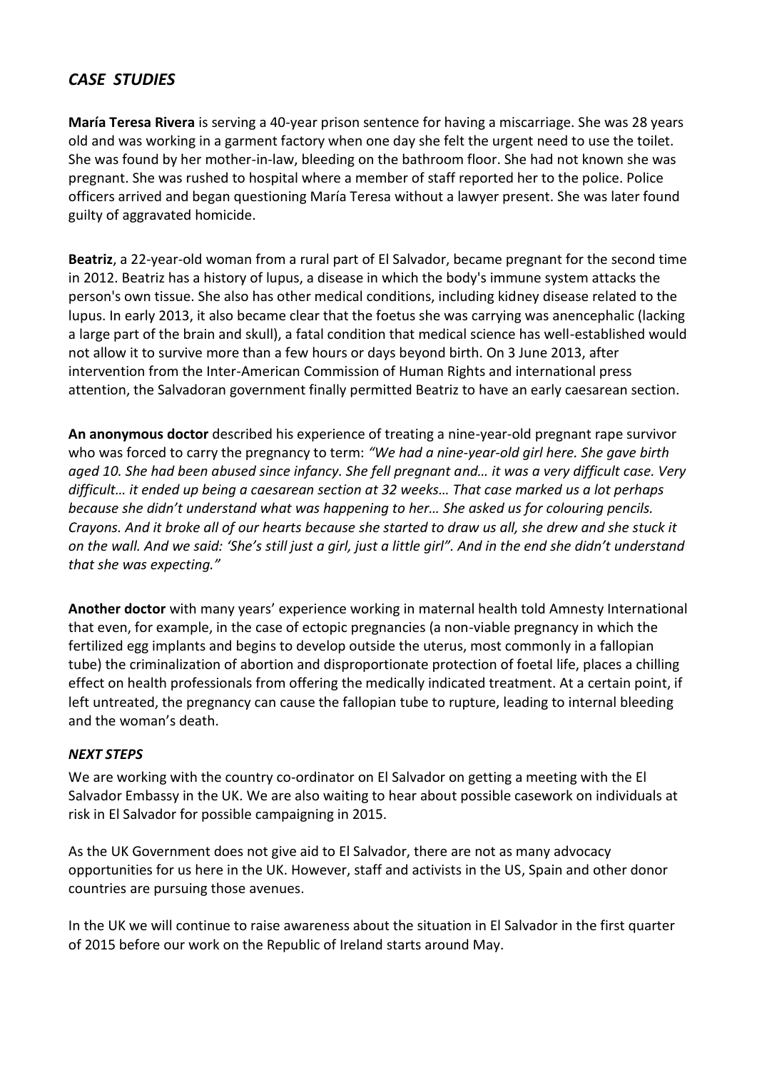## *CASE STUDIES*

**María Teresa Rivera** is serving a 40-year prison sentence for having a miscarriage. She was 28 years old and was working in a garment factory when one day she felt the urgent need to use the toilet. She was found by her mother-in-law, bleeding on the bathroom floor. She had not known she was pregnant. She was rushed to hospital where a member of staff reported her to the police. Police officers arrived and began questioning María Teresa without a lawyer present. She was later found guilty of aggravated homicide.

**Beatriz**, a 22-year-old woman from a rural part of El Salvador, became pregnant for the second time in 2012. Beatriz has a history of lupus, a disease in which the body's immune system attacks the person's own tissue. She also has other medical conditions, including kidney disease related to the lupus. In early 2013, it also became clear that the foetus she was carrying was anencephalic (lacking a large part of the brain and skull), a fatal condition that medical science has well-established would not allow it to survive more than a few hours or days beyond birth. On 3 June 2013, after intervention from the Inter-American Commission of Human Rights and international press attention, the Salvadoran government finally permitted Beatriz to have an early caesarean section.

**An anonymous doctor** described his experience of treating a nine-year-old pregnant rape survivor who was forced to carry the pregnancy to term: *"We had a nine-year-old girl here. She gave birth aged 10. She had been abused since infancy. She fell pregnant and… it was a very difficult case. Very difficult… it ended up being a caesarean section at 32 weeks… That case marked us a lot perhaps because she didn't understand what was happening to her… She asked us for colouring pencils. Crayons. And it broke all of our hearts because she started to draw us all, she drew and she stuck it on the wall. And we said: 'She's still just a girl, just a little girl". And in the end she didn't understand that she was expecting."*

**Another doctor** with many years' experience working in maternal health told Amnesty International that even, for example, in the case of ectopic pregnancies (a non-viable pregnancy in which the fertilized egg implants and begins to develop outside the uterus, most commonly in a fallopian tube) the criminalization of abortion and disproportionate protection of foetal life, places a chilling effect on health professionals from offering the medically indicated treatment. At a certain point, if left untreated, the pregnancy can cause the fallopian tube to rupture, leading to internal bleeding and the woman's death.

### *NEXT STEPS*

We are working with the country co-ordinator on El Salvador on getting a meeting with the El Salvador Embassy in the UK. We are also waiting to hear about possible casework on individuals at risk in El Salvador for possible campaigning in 2015.

As the UK Government does not give aid to El Salvador, there are not as many advocacy opportunities for us here in the UK. However, staff and activists in the US, Spain and other donor countries are pursuing those avenues.

In the UK we will continue to raise awareness about the situation in El Salvador in the first quarter of 2015 before our work on the Republic of Ireland starts around May.